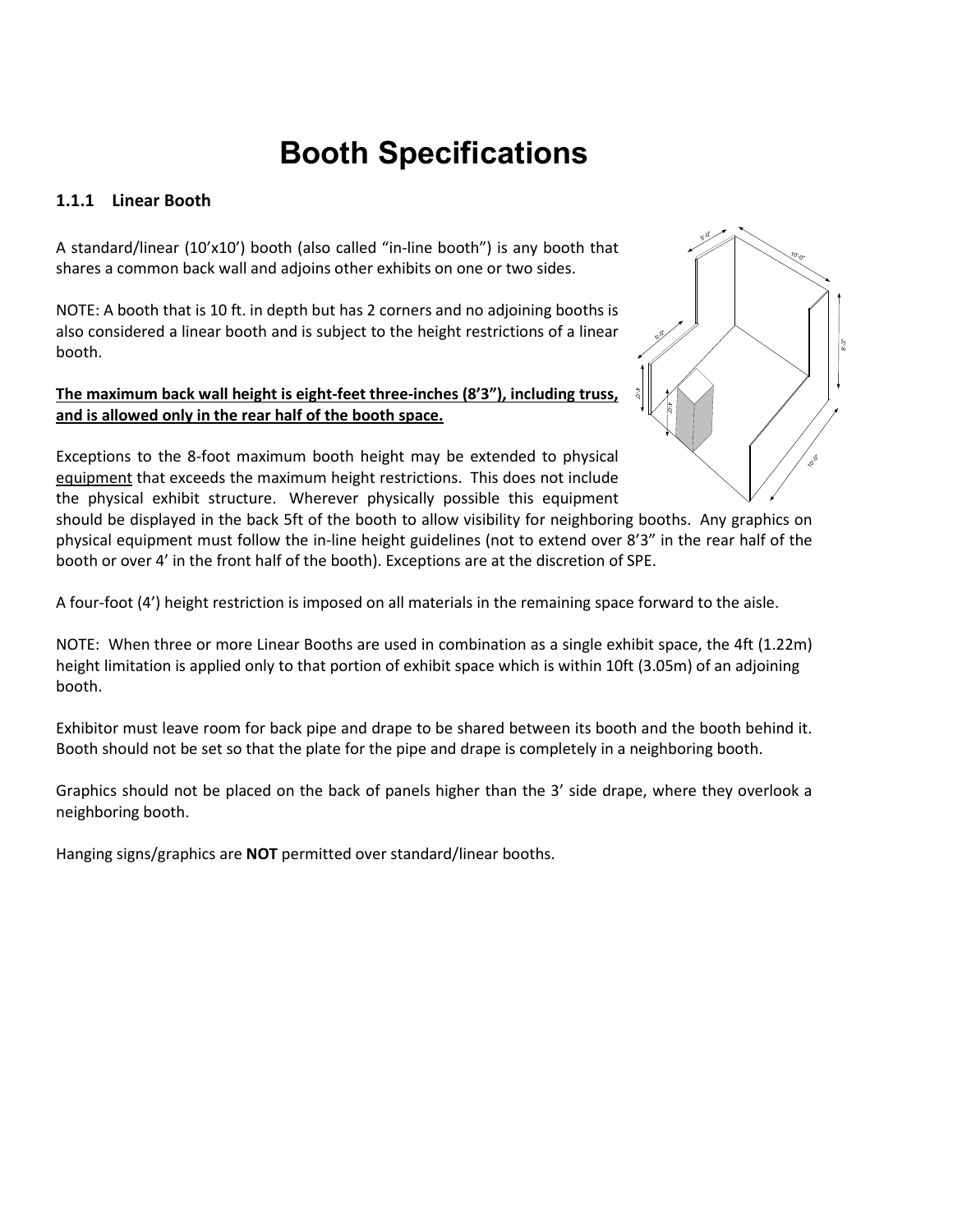# Booth Specifications

### 1.1.1 Linear Booth

A standard/linear (10'x10') booth (also called "in-line booth") is any booth that shares a common back wall and adjoins other exhibits on one or two sides.

NOTE: A booth that is 10 ft. in depth but has 2 corners and no adjoining booths is also considered a linear booth and is subject to the height restrictions of a linear booth.

**The maximum back wall height is eight-feet three-inches (8'3"), including truss, and is allowed only in the rear half of the booth space.**

Exceptions to the 8-foot maximum booth height may be extended to physical equipment that exceeds the maximum height restrictions. This does not include the physical exhibit structure. Wherever physically possible this equipment should be displayed in the back 5ft of the booth to allow visibility for neighboring booths. Any graphics on physical equipment must follow the in-line height guidelines (not to extend over 8'3" in the rear half of the booth or over 4' in the front half of the booth). Exceptions are at the discretion of SPE.

A four-foot (4') height restriction is imposed on all materials in the remaining space forward to the aisle.

NOTE: When three or more Linear Booths are used in combination as a single exhibit space, the 4ft (1.22m) height limitation is applied only to that portion of exhibit space which is within 10ft (3.05m) of an adjoining booth.

Exhibitor must leave room for back pipe and drape to be shared between its booth and the booth behind it. Booth should not be set so that the plate for the pipe and drape is completely in a neighboring booth.

Graphics should not be placed on the back of panels higher than the 3' side drape, where they overlook a neighboring booth.

Hanging signs/graphics are **NOT** permitted over standard/linear booths.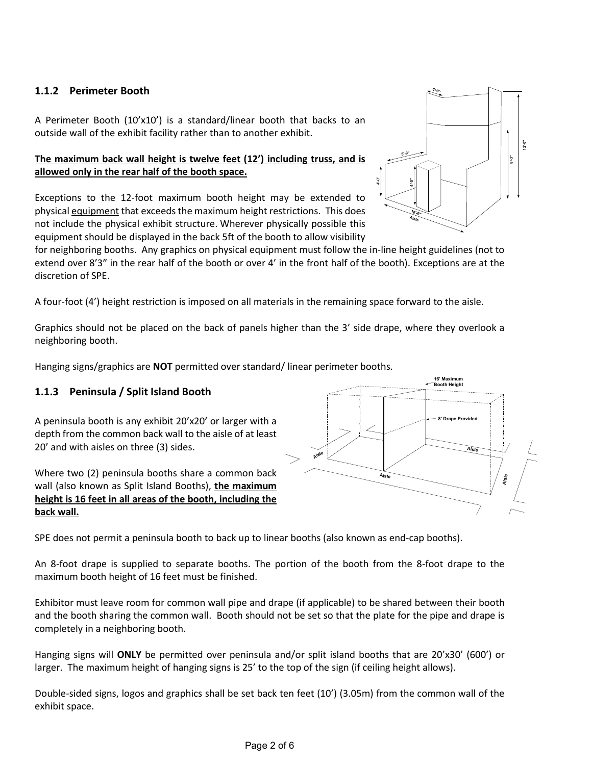### 1.1.2 Perimeter Booth

A Perimeter Booth (10'x10') is a standard/linear booth that backs to an outside wall of the exhibit facility rather than to another exhibit.

**The maximum back wall height is twelve feet (12') including truss, and is allowed only in the rear half of the booth space.**

Exceptions to the 12-foot maximum booth height may be extended to physical equipment that exceeds the maximum height restrictions. This does not include the physical exhibit structure. Wherever physically possible this equipment should be displayed in the back 5ft of the booth to allow visibility for neighboring booths. Any graphics on physical equipment must follow the in-line height guidelines (not to extend over 8'3" in the rear half of the booth or over 4' in the front half of the booth). Exceptions are at the discretion of SPE.

A four-foot (4') height restriction is imposed on all materials in the remaining space forward to the aisle.

Graphics should not be placed on the back of panels higher than the 3' side drape, where they overlook a neighboring booth.

Hanging signs/graphics are **NOT** permitted over standard/ linear perimeter booths.

### 1.1.3 Peninsula / Split Island Booth

A peninsula booth is any exhibit 20'x20' or larger with a depth from the common back wall to the aisle of at least 20' and with aisles on three (3) sides.

Where two (2) peninsula booths share a common back wall (also known as Split Island Booths), **the maximum height is 16 feet in all areas of the booth, including the back wall.**

SPE does not permit a peninsula booth to back up to linear booths (also known as end-cap booths).

An 8-foot drape is supplied to separate booths. The portion of the booth from the 8-foot drape to the maximum booth height of 16 feet must be finished.

Exhibitor must leave room for common wall pipe and drape (if applicable) to be shared between their booth and the booth sharing the common wall. Booth should not be set so that the plate for the pipe and drape is completely in a neighboring booth.

Hanging signs will **ONLY** be permitted over peninsula and/or split island booths that are 20'x30' (600') or larger. The maximum height of hanging signs is 25' to the top of the sign (if ceiling height allows).

Double-sided signs, logos and graphics shall be set back ten feet (10') (3.05m) from the common wall of the exhibit space.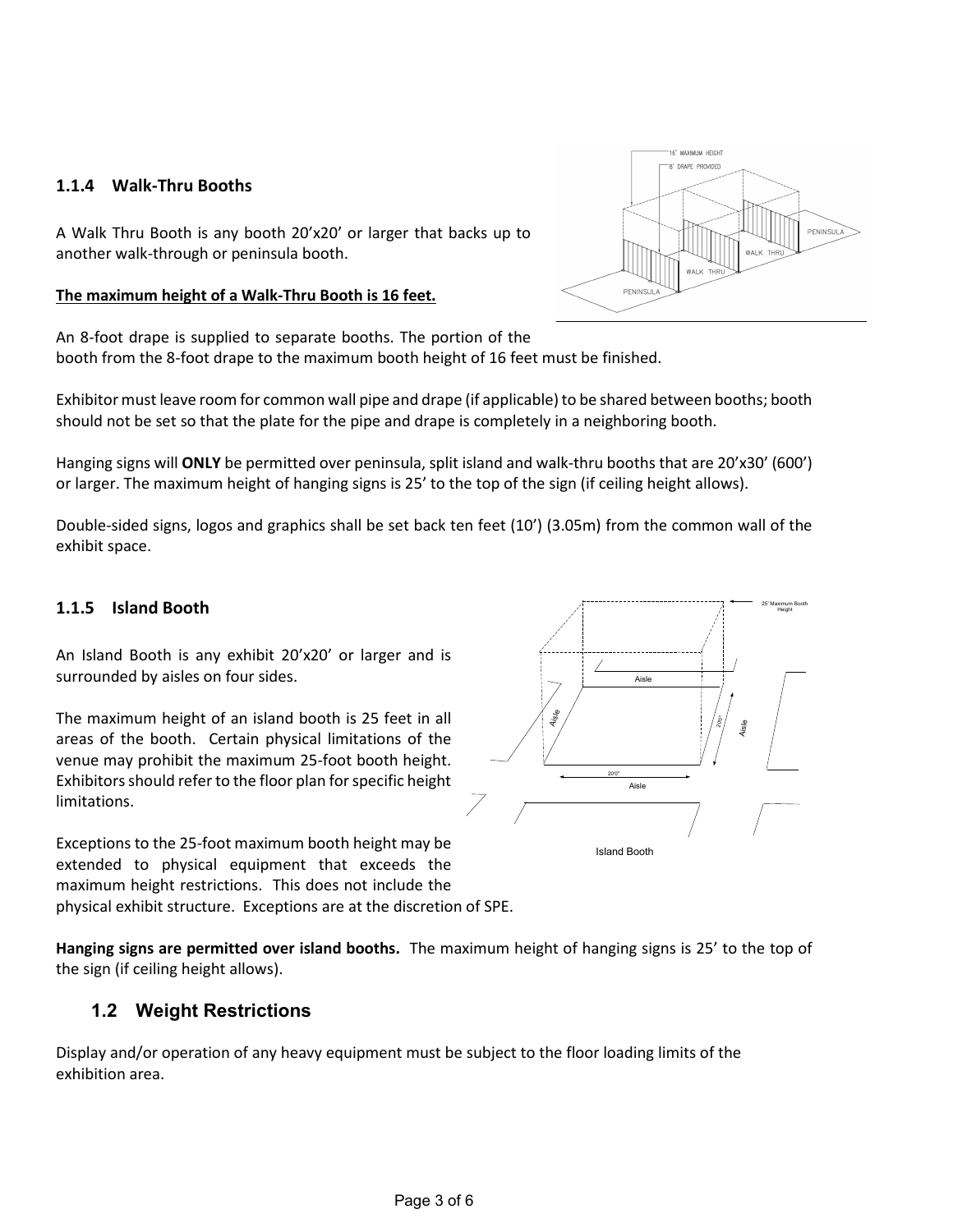### 1.1.4 Walk-Thru Booths

A Walk Thru Booth is any booth 20'x20' or larger that backs up to another walk-through or peninsula booth.

**The maximum height of a Walk-Thru Booth is 16 feet.**

An 8-foot drape is supplied to separate booths. The portion of the booth from the 8-foot drape to the maximum booth height of 16 feet must be finished.

Exhibitor must leave room for common wall pipe and drape (if applicable) to be shared between booths; booth should not be set so that the plate for the pipe and drape is completely in a neighboring booth.

Hanging signs will **ONLY** be permitted over peninsula, split island and walk-thru booths that are 20'x30' (600') or larger. The maximum height of hanging signs is 25' to the top of the sign (if ceiling height allows).

Double-sided signs, logos and graphics shall be set back ten feet (10') (3.05m) from the common wall of the exhibit space.

### 1.1.5 Island Booth

An Island Booth is any exhibit 20'x20' or larger and is surrounded by aisles on four sides.

The maximum height of an island booth is 25 feet in all areas of the booth. Certain physical limitations of the venue may prohibit the maximum 25-foot booth height. Exhibitors should refer to the floor plan for specific height limitations.

Exceptions to the 25-foot maximum booth height may be extended to physical equipment that exceeds the maximum height restrictions. This does not include the physical exhibit structure. Exceptions are at the discretion of SPE.

Island Booth

**Hanging signs are permitted over island booths.** The maximum height of hanging signs is 25' to the top of the sign (if ceiling height allows).

## 1.2 Weight Restrictions

Display and/or operation of any heavy equipment must be subject to the floor loading limits of the exhibition area.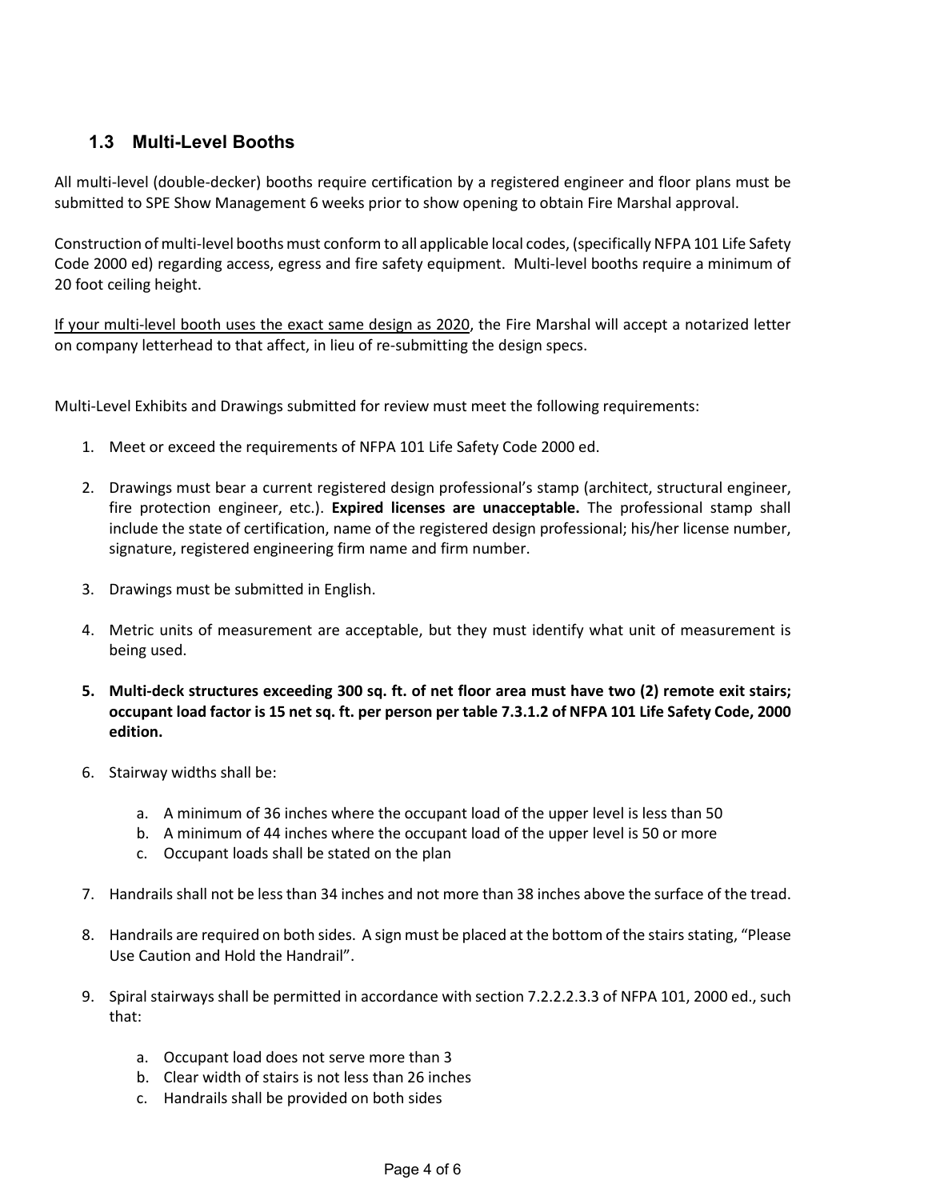## 1.3 Multi-Level Booths

All multi-level (double-decker) booths require certification by a registered engineer and floor plans must be submitted to SPE Show Management 6 weeks prior to show opening to obtain Fire Marshal approval.

Construction of multi-level booths must conform to all applicable local codes, (specifically NFPA 101 Life Safety Code 2000 ed) regarding access, egress and fire safety equipment. Multi-level booths require a minimum of 20 foot ceiling height.

<u>If your multi-level booth uses the exact same design as 2020</u>, the Fire Marshal will accept a notarized letter on company letterhead to that affect, in lieu of re-submitting the design specs.

Multi-Level Exhibits and Drawings submitted for review must meet the following requirements:

1. Meet or exceed the requirements of NFPA 101 Life Safety Code 2000 ed.
2. Drawings must bear a current registered design professional's stamp (architect, structural engineer, fire protection engineer, etc.). **Expired licenses are unacceptable.** The professional stamp shall include the state of certification, name of the registered design professional; his/her license number, signature, registered engineering firm name and firm number.
3. Drawings must be submitted in English.
4. Metric units of measurement are acceptable, but they must identify what unit of measurement is being used.
5. **Multi-deck structures exceeding 300 sq. ft. of net floor area must have two (2) remote exit stairs; occupant load factor is 15 net sq. ft. per person per table 7.3.1.2 of NFPA 101 Life Safety Code, 2000 edition.**
6. Stairway widths shall be:
   a. A minimum of 36 inches where the occupant load of the upper level is less than 50
   b. A minimum of 44 inches where the occupant load of the upper level is 50 or more
   c. Occupant loads shall be stated on the plan
7. Handrails shall not be less than 34 inches and not more than 38 inches above the surface of the tread.
8. Handrails are required on both sides. A sign must be placed at the bottom of the stairs stating, "Please Use Caution and Hold the Handrail".
9. Spiral stairways shall be permitted in accordance with section 7.2.2.2.3.3 of NFPA 101, 2000 ed., such that:
   a. Occupant load does not serve more than 3
   b. Clear width of stairs is not less than 26 inches
   c. Handrails shall be provided on both sides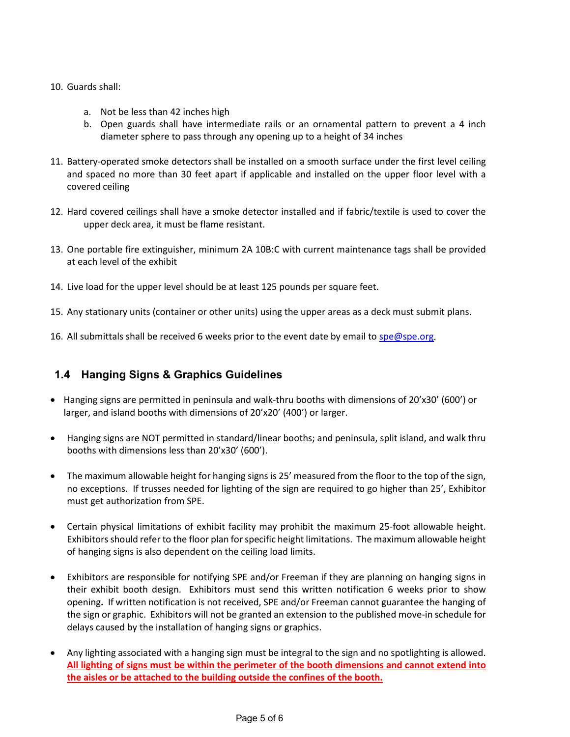10. Guards shall:

    a. Not be less than 42 inches high
    b. Open guards shall have intermediate rails or an ornamental pattern to prevent a 4 inch diameter sphere to pass through any opening up to a height of 34 inches

11. Battery-operated smoke detectors shall be installed on a smooth surface under the first level ceiling and spaced no more than 30 feet apart if applicable and installed on the upper floor level with a covered ceiling

12. Hard covered ceilings shall have a smoke detector installed and if fabric/textile is used to cover the upper deck area, it must be flame resistant.

13. One portable fire extinguisher, minimum 2A 10B:C with current maintenance tags shall be provided at each level of the exhibit

14. Live load for the upper level should be at least 125 pounds per square feet.

15. Any stationary units (container or other units) using the upper areas as a deck must submit plans.

16. All submittals shall be received 6 weeks prior to the event date by email to [spe@spe.org](mailto:spe@spe.org).

## 1.4 Hanging Signs & Graphics Guidelines

- Hanging signs are permitted in peninsula and walk-thru booths with dimensions of 20'x30' (600') or larger, and island booths with dimensions of 20'x20' (400') or larger.

- Hanging signs are NOT permitted in standard/linear booths; and peninsula, split island, and walk thru booths with dimensions less than 20'x30' (600').

- The maximum allowable height for hanging signs is 25' measured from the floor to the top of the sign, no exceptions. If trusses needed for lighting of the sign are required to go higher than 25', Exhibitor must get authorization from SPE.

- Certain physical limitations of exhibit facility may prohibit the maximum 25-foot allowable height. Exhibitors should refer to the floor plan for specific height limitations. The maximum allowable height of hanging signs is also dependent on the ceiling load limits.

- Exhibitors are responsible for notifying SPE and/or Freeman if they are planning on hanging signs in their exhibit booth design. Exhibitors must send this written notification 6 weeks prior to show opening**.** If written notification is not received, SPE and/or Freeman cannot guarantee the hanging of the sign or graphic. Exhibitors will not be granted an extension to the published move-in schedule for delays caused by the installation of hanging signs or graphics.

- Any lighting associated with a hanging sign must be integral to the sign and no spotlighting is allowed. **All lighting of signs must be within the perimeter of the booth dimensions and cannot extend into the aisles or be attached to the building outside the confines of the booth.**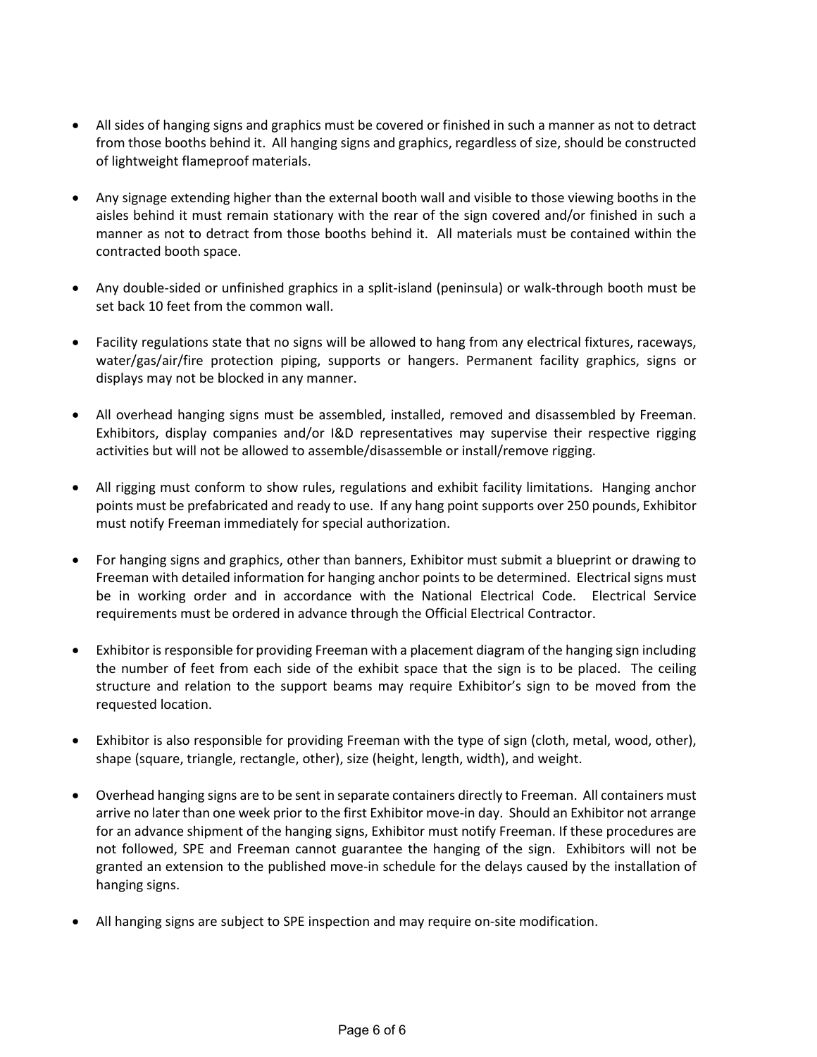- All sides of hanging signs and graphics must be covered or finished in such a manner as not to detract from those booths behind it. All hanging signs and graphics, regardless of size, should be constructed of lightweight flameproof materials.

- Any signage extending higher than the external booth wall and visible to those viewing booths in the aisles behind it must remain stationary with the rear of the sign covered and/or finished in such a manner as not to detract from those booths behind it. All materials must be contained within the contracted booth space.

- Any double-sided or unfinished graphics in a split-island (peninsula) or walk-through booth must be set back 10 feet from the common wall.

- Facility regulations state that no signs will be allowed to hang from any electrical fixtures, raceways, water/gas/air/fire protection piping, supports or hangers. Permanent facility graphics, signs or displays may not be blocked in any manner.

- All overhead hanging signs must be assembled, installed, removed and disassembled by Freeman. Exhibitors, display companies and/or I&D representatives may supervise their respective rigging activities but will not be allowed to assemble/disassemble or install/remove rigging.

- All rigging must conform to show rules, regulations and exhibit facility limitations. Hanging anchor points must be prefabricated and ready to use. If any hang point supports over 250 pounds, Exhibitor must notify Freeman immediately for special authorization.

- For hanging signs and graphics, other than banners, Exhibitor must submit a blueprint or drawing to Freeman with detailed information for hanging anchor points to be determined. Electrical signs must be in working order and in accordance with the National Electrical Code. Electrical Service requirements must be ordered in advance through the Official Electrical Contractor.

- Exhibitor is responsible for providing Freeman with a placement diagram of the hanging sign including the number of feet from each side of the exhibit space that the sign is to be placed. The ceiling structure and relation to the support beams may require Exhibitor's sign to be moved from the requested location.

- Exhibitor is also responsible for providing Freeman with the type of sign (cloth, metal, wood, other), shape (square, triangle, rectangle, other), size (height, length, width), and weight.

- Overhead hanging signs are to be sent in separate containers directly to Freeman. All containers must arrive no later than one week prior to the first Exhibitor move-in day. Should an Exhibitor not arrange for an advance shipment of the hanging signs, Exhibitor must notify Freeman. If these procedures are not followed, SPE and Freeman cannot guarantee the hanging of the sign. Exhibitors will not be granted an extension to the published move-in schedule for the delays caused by the installation of hanging signs.

- All hanging signs are subject to SPE inspection and may require on-site modification.